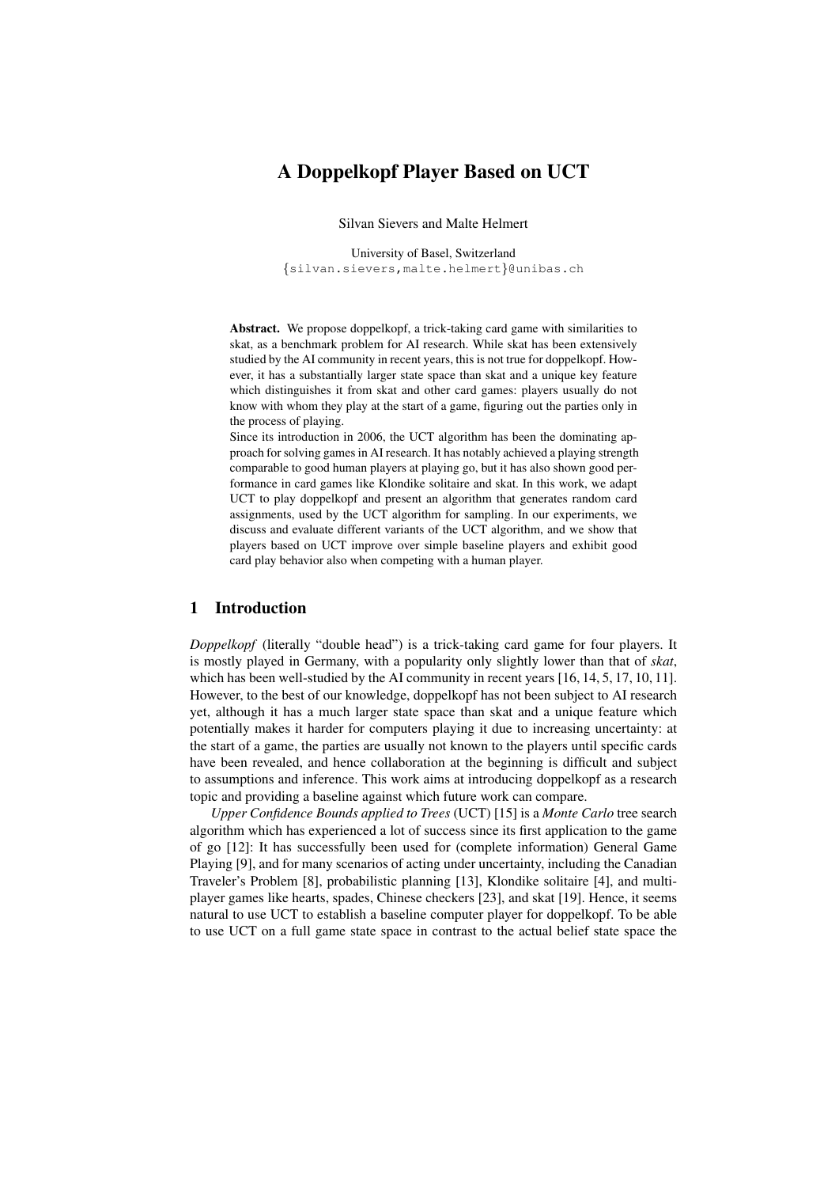# A Doppelkopf Player Based on UCT

Silvan Sievers and Malte Helmert

University of Basel, Switzerland
{silvan.sievers,malte.helmert}@unibas.ch

**Abstract.** We propose doppelkopf, a trick-taking card game with similarities to skat, as a benchmark problem for AI research. While skat has been extensively studied by the AI community in recent years, this is not true for doppelkopf. However, it has a substantially larger state space than skat and a unique key feature which distinguishes it from skat and other card games: players usually do not know with whom they play at the start of a game, figuring out the parties only in the process of playing.

Since its introduction in 2006, the UCT algorithm has been the dominating approach for solving games in AI research. It has notably achieved a playing strength comparable to good human players at playing go, but it has also shown good performance in card games like Klondike solitaire and skat. In this work, we adapt UCT to play doppelkopf and present an algorithm that generates random card assignments, used by the UCT algorithm for sampling. In our experiments, we discuss and evaluate different variants of the UCT algorithm, and we show that players based on UCT improve over simple baseline players and exhibit good card play behavior also when competing with a human player.

## 1 Introduction

*Doppelkopf* (literally "double head") is a trick-taking card game for four players. It is mostly played in Germany, with a popularity only slightly lower than that of *skat*, which has been well-studied by the AI community in recent years [16, 14, 5, 17, 10, 11]. However, to the best of our knowledge, doppelkopf has not been subject to AI research yet, although it has a much larger state space than skat and a unique feature which potentially makes it harder for computers playing it due to increasing uncertainty: at the start of a game, the parties are usually not known to the players until specific cards have been revealed, and hence collaboration at the beginning is difficult and subject to assumptions and inference. This work aims at introducing doppelkopf as a research topic and providing a baseline against which future work can compare.

*Upper Confidence Bounds applied to Trees* (UCT) [15] is a *Monte Carlo* tree search algorithm which has experienced a lot of success since its first application to the game of go [12]: It has successfully been used for (complete information) General Game Playing [9], and for many scenarios of acting under uncertainty, including the Canadian Traveler's Problem [8], probabilistic planning [13], Klondike solitaire [4], and multi-player games like hearts, spades, Chinese checkers [23], and skat [19]. Hence, it seems natural to use UCT to establish a baseline computer player for doppelkopf. To be able to use UCT on a full game state space in contrast to the actual belief state space the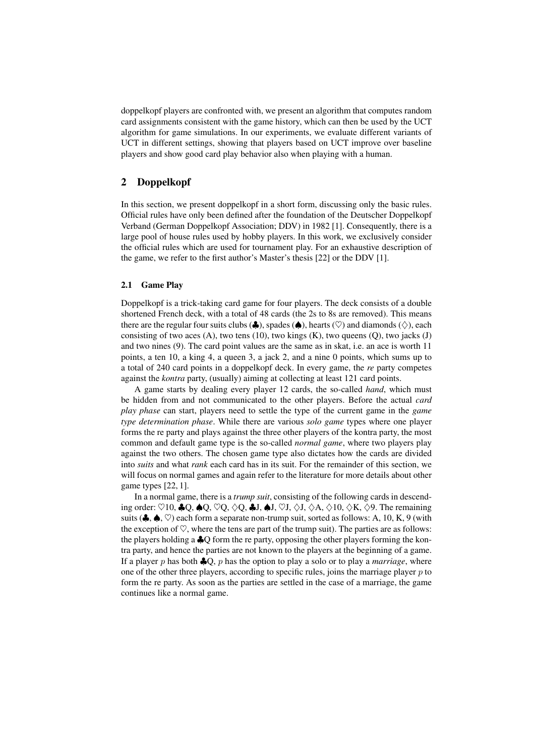doppelkopf players are confronted with, we present an algorithm that computes random card assignments consistent with the game history, which can then be used by the UCT algorithm for game simulations. In our experiments, we evaluate different variants of UCT in different settings, showing that players based on UCT improve over baseline players and show good card play behavior also when playing with a human.

## 2 Doppelkopf

In this section, we present doppelkopf in a short form, discussing only the basic rules. Official rules have only been defined after the foundation of the Deutscher Doppelkopf Verband (German Doppelkopf Association; DDV) in 1982 [1]. Consequently, there is a large pool of house rules used by hobby players. In this work, we exclusively consider the official rules which are used for tournament play. For an exhaustive description of the game, we refer to the first author's Master's thesis [22] or the DDV [1].

### 2.1 Game Play

Doppelkopf is a trick-taking card game for four players. The deck consists of a double shortened French deck, with a total of 48 cards (the 2s to 8s are removed). This means there are the regular four suits clubs (♣), spades (♠), hearts (♡) and diamonds (♢), each consisting of two aces (A), two tens (10), two kings (K), two queens (Q), two jacks (J) and two nines (9). The card point values are the same as in skat, i.e. an ace is worth 11 points, a ten 10, a king 4, a queen 3, a jack 2, and a nine 0 points, which sums up to a total of 240 card points in a doppelkopf deck. In every game, the *re* party competes against the *kontra* party, (usually) aiming at collecting at least 121 card points.

A game starts by dealing every player 12 cards, the so-called *hand*, which must be hidden from and not communicated to the other players. Before the actual *card play phase* can start, players need to settle the type of the current game in the *game type determination phase*. While there are various *solo game* types where one player forms the re party and plays against the three other players of the kontra party, the most common and default game type is the so-called *normal game*, where two players play against the two others. The chosen game type also dictates how the cards are divided into *suits* and what *rank* each card has in its suit. For the remainder of this section, we will focus on normal games and again refer to the literature for more details about other game types [22, 1].

In a normal game, there is a *trump suit*, consisting of the following cards in descending order: ♡10, ♣Q, ♠Q, ♡Q, ♢Q, ♣J, ♠J, ♡J, ♢J, ♢A, ♢10, ♢K, ♢9. The remaining suits (♣, ♠, ♡) each form a separate non-trump suit, sorted as follows: A, 10, K, 9 (with the exception of ♡, where the tens are part of the trump suit). The parties are as follows: the players holding a ♣Q form the re party, opposing the other players forming the kontra party, and hence the parties are not known to the players at the beginning of a game. If a player $p$ has both ♣Q, $p$ has the option to play a solo or to play a *marriage*, where one of the other three players, according to specific rules, joins the marriage player $p$ to form the re party. As soon as the parties are settled in the case of a marriage, the game continues like a normal game.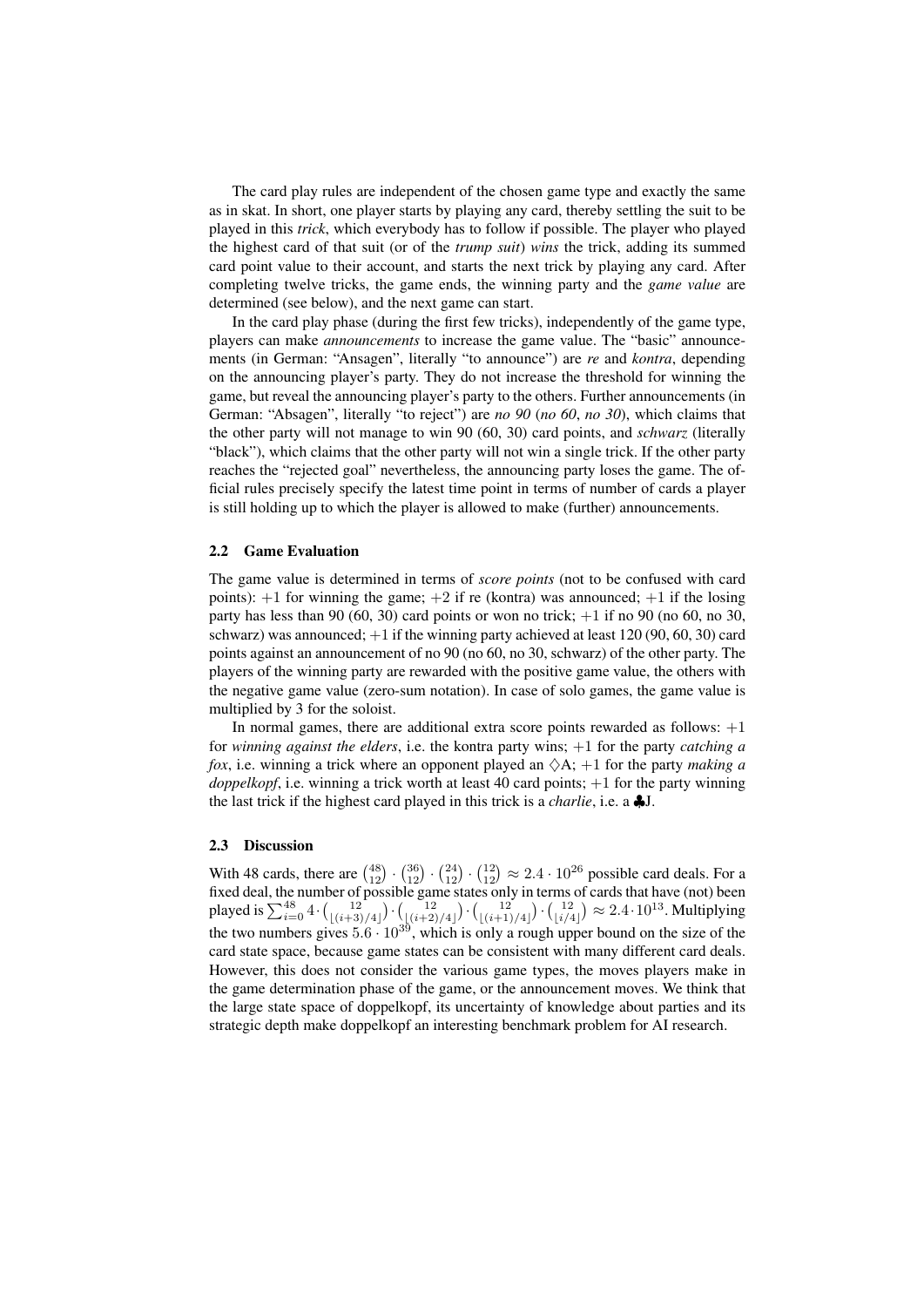The card play rules are independent of the chosen game type and exactly the same as in skat. In short, one player starts by playing any card, thereby settling the suit to be played in this *trick*, which everybody has to follow if possible. The player who played the highest card of that suit (or of the *trump suit*) *wins* the trick, adding its summed card point value to their account, and starts the next trick by playing any card. After completing twelve tricks, the game ends, the winning party and the *game value* are determined (see below), and the next game can start.

In the card play phase (during the first few tricks), independently of the game type, players can make *announcements* to increase the game value. The "basic" announcements (in German: "Ansagen", literally "to announce") are *re* and *kontra*, depending on the announcing player's party. They do not increase the threshold for winning the game, but reveal the announcing player's party to the others. Further announcements (in German: "Absagen", literally "to reject") are *no 90* (*no 60*, *no 30*), which claims that the other party will not manage to win 90 (60, 30) card points, and *schwarz* (literally "black"), which claims that the other party will not win a single trick. If the other party reaches the "rejected goal" nevertheless, the announcing party loses the game. The official rules precisely specify the latest time point in terms of number of cards a player is still holding up to which the player is allowed to make (further) announcements.

### 2.2 Game Evaluation

The game value is determined in terms of *score points* (not to be confused with card points): $+1$ for winning the game; $+2$ if re (kontra) was announced; $+1$ if the losing party has less than 90 (60, 30) card points or won no trick; $+1$ if no 90 (no 60, no 30, schwarz) was announced; $+1$ if the winning party achieved at least 120 (90, 60, 30) card points against an announcement of no 90 (no 60, no 30, schwarz) of the other party. The players of the winning party are rewarded with the positive game value, the others with the negative game value (zero-sum notation). In case of solo games, the game value is multiplied by 3 for the soloist.

In normal games, there are additional extra score points rewarded as follows: $+1$ for *winning against the elders*, i.e. the kontra party wins; $+1$ for the party *catching a fox*, i.e. winning a trick where an opponent played an $\diamondsuit$A; $+1$ for the party *making a doppelkopf*, i.e. winning a trick worth at least 40 card points; $+1$ for the party winning the last trick if the highest card played in this trick is a *charlie*, i.e. a $\clubsuit$J.

### 2.3 Discussion

With 48 cards, there are $\binom{48}{12} \cdot \binom{36}{12} \cdot \binom{24}{12} \cdot \binom{12}{12} \approx 2.4 \cdot 10^{26}$ possible card deals. For a fixed deal, the number of possible game states only in terms of cards that have (not) been played is $\sum_{i=0}^{48} 4 \cdot \binom{12}{\lfloor (i+3)/4 \rfloor} \cdot \binom{12}{\lfloor (i+2)/4 \rfloor} \cdot \binom{12}{\lfloor (i+1)/4 \rfloor} \cdot \binom{12}{\lfloor i/4 \rfloor} \approx 2.4 \cdot 10^{13}$. Multiplying the two numbers gives $5.6 \cdot 10^{39}$, which is only a rough upper bound on the size of the card state space, because game states can be consistent with many different card deals. However, this does not consider the various game types, the moves players make in the game determination phase of the game, or the announcement moves. We think that the large state space of doppelkopf, its uncertainty of knowledge about parties and its strategic depth make doppelkopf an interesting benchmark problem for AI research.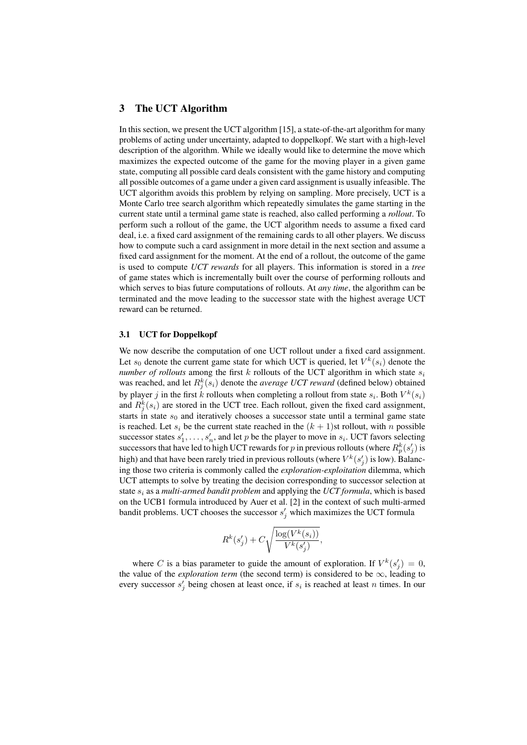## 3 The UCT Algorithm

In this section, we present the UCT algorithm [15], a state-of-the-art algorithm for many problems of acting under uncertainty, adapted to doppelkopf. We start with a high-level description of the algorithm. While we ideally would like to determine the move which maximizes the expected outcome of the game for the moving player in a given game state, computing all possible card deals consistent with the game history and computing all possible outcomes of a game under a given card assignment is usually infeasible. The UCT algorithm avoids this problem by relying on sampling. More precisely, UCT is a Monte Carlo tree search algorithm which repeatedly simulates the game starting in the current state until a terminal game state is reached, also called performing a *rollout*. To perform such a rollout of the game, the UCT algorithm needs to assume a fixed card deal, i.e. a fixed card assignment of the remaining cards to all other players. We discuss how to compute such a card assignment in more detail in the next section and assume a fixed card assignment for the moment. At the end of a rollout, the outcome of the game is used to compute *UCT rewards* for all players. This information is stored in a *tree* of game states which is incrementally built over the course of performing rollouts and which serves to bias future computations of rollouts. At *any time*, the algorithm can be terminated and the move leading to the successor state with the highest average UCT reward can be returned.

### 3.1 UCT for Doppelkopf

We now describe the computation of one UCT rollout under a fixed card assignment. Let $s_0$ denote the current game state for which UCT is queried, let $V^k(s_i)$ denote the *number of rollouts* among the first $k$ rollouts of the UCT algorithm in which state $s_i$ was reached, and let $R_j^k(s_i)$ denote the *average UCT reward* (defined below) obtained by player $j$ in the first $k$ rollouts when completing a rollout from state $s_i$. Both $V^k(s_i)$ and $R_j^k(s_i)$ are stored in the UCT tree. Each rollout, given the fixed card assignment, starts in state $s_0$ and iteratively chooses a successor state until a terminal game state is reached. Let $s_i$ be the current state reached in the $(k+1)$st rollout, with $n$ possible successor states $s'_1, \ldots, s'_n$, and let $p$ be the player to move in $s_i$. UCT favors selecting successors that have led to high UCT rewards for $p$ in previous rollouts (where $R_p^k(s'_j)$ is high) and that have been rarely tried in previous rollouts (where $V^k(s'_j)$ is low). Balancing those two criteria is commonly called the *exploration-exploitation* dilemma, which UCT attempts to solve by treating the decision corresponding to successor selection at state $s_i$ as a *multi-armed bandit problem* and applying the *UCT formula*, which is based on the UCB1 formula introduced by Auer et al. [2] in the context of such multi-armed bandit problems. UCT chooses the successor $s'_j$ which maximizes the UCT formula

$$R^k(s'_j) + C\sqrt{\frac{\log(V^k(s_i))}{V^k(s'_j)}},$$

where $C$ is a bias parameter to guide the amount of exploration. If $V^k(s'_j) = 0$, the value of the *exploration term* (the second term) is considered to be $\infty$, leading to every successor $s'_j$ being chosen at least once, if $s_i$ is reached at least $n$ times. In our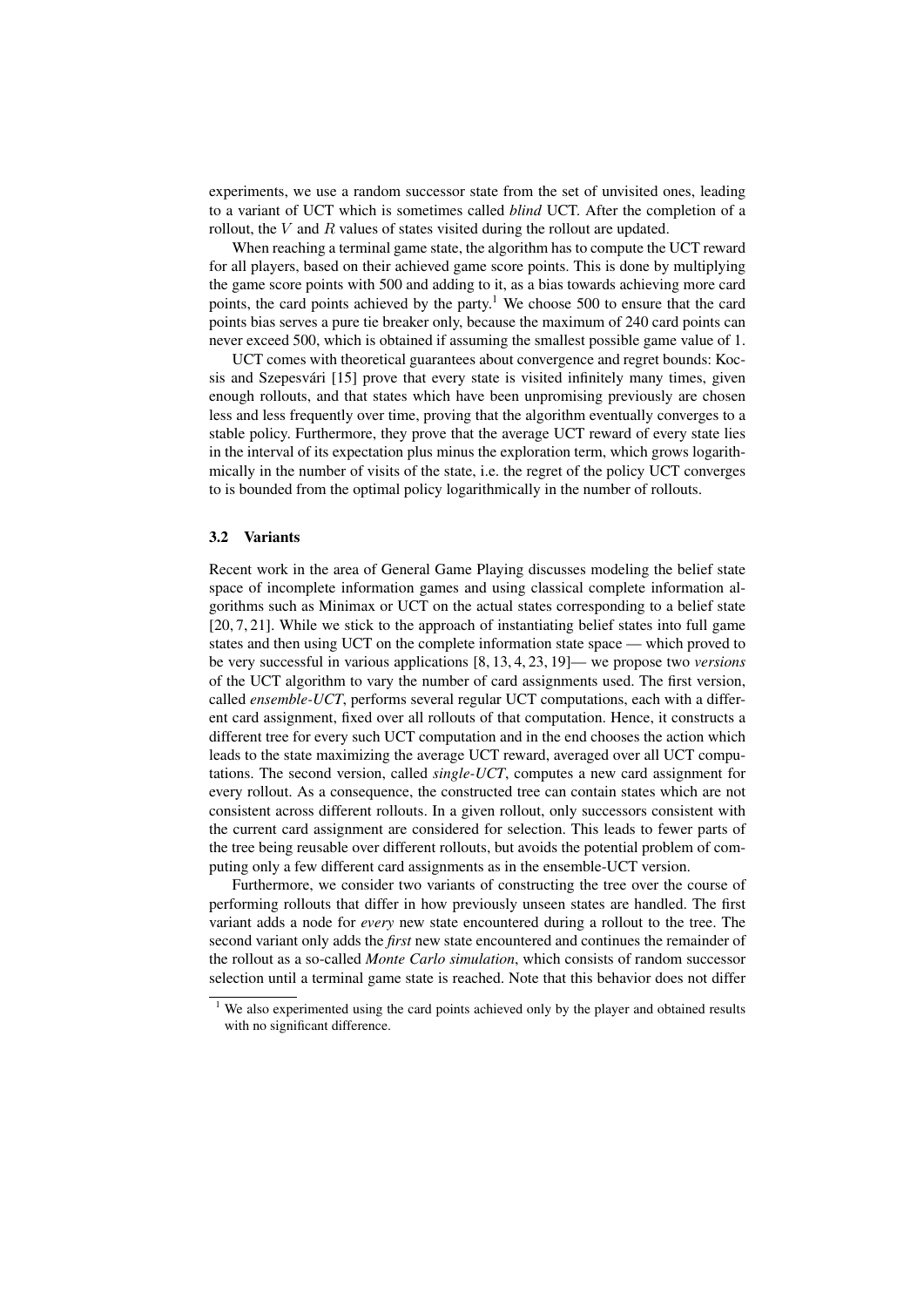experiments, we use a random successor state from the set of unvisited ones, leading to a variant of UCT which is sometimes called *blind* UCT. After the completion of a rollout, the $V$ and $R$ values of states visited during the rollout are updated.

When reaching a terminal game state, the algorithm has to compute the UCT reward for all players, based on their achieved game score points. This is done by multiplying the game score points with 500 and adding to it, as a bias towards achieving more card points, the card points achieved by the party.[1] We choose 500 to ensure that the card points bias serves a pure tie breaker only, because the maximum of 240 card points can never exceed 500, which is obtained if assuming the smallest possible game value of 1.

UCT comes with theoretical guarantees about convergence and regret bounds: Kocsis and Szepesvári [15] prove that every state is visited infinitely many times, given enough rollouts, and that states which have been unpromising previously are chosen less and less frequently over time, proving that the algorithm eventually converges to a stable policy. Furthermore, they prove that the average UCT reward of every state lies in the interval of its expectation plus minus the exploration term, which grows logarithmically in the number of visits of the state, i.e. the regret of the policy UCT converges to is bounded from the optimal policy logarithmically in the number of rollouts.

### 3.2 Variants

Recent work in the area of General Game Playing discusses modeling the belief state space of incomplete information games and using classical complete information algorithms such as Minimax or UCT on the actual states corresponding to a belief state [20, 7, 21]. While we stick to the approach of instantiating belief states into full game states and then using UCT on the complete information state space — which proved to be very successful in various applications [8, 13, 4, 23, 19]— we propose two *versions* of the UCT algorithm to vary the number of card assignments used. The first version, called *ensemble-UCT*, performs several regular UCT computations, each with a different card assignment, fixed over all rollouts of that computation. Hence, it constructs a different tree for every such UCT computation and in the end chooses the action which leads to the state maximizing the average UCT reward, averaged over all UCT computations. The second version, called *single-UCT*, computes a new card assignment for every rollout. As a consequence, the constructed tree can contain states which are not consistent across different rollouts. In a given rollout, only successors consistent with the current card assignment are considered for selection. This leads to fewer parts of the tree being reusable over different rollouts, but avoids the potential problem of computing only a few different card assignments as in the ensemble-UCT version.

Furthermore, we consider two variants of constructing the tree over the course of performing rollouts that differ in how previously unseen states are handled. The first variant adds a node for *every* new state encountered during a rollout to the tree. The second variant only adds the *first* new state encountered and continues the remainder of the rollout as a so-called *Monte Carlo simulation*, which consists of random successor selection until a terminal game state is reached. Note that this behavior does not differ

[1] We also experimented using the card points achieved only by the player and obtained results with no significant difference.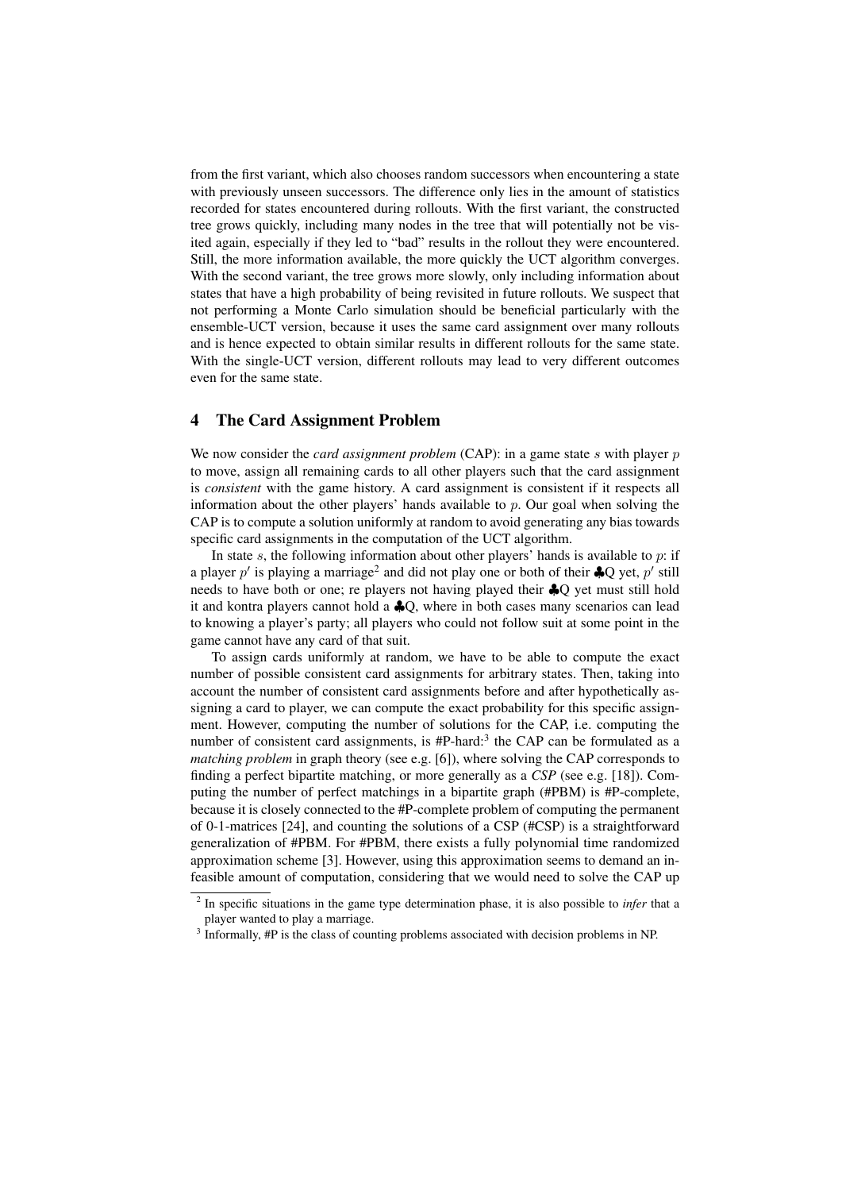from the first variant, which also chooses random successors when encountering a state with previously unseen successors. The difference only lies in the amount of statistics recorded for states encountered during rollouts. With the first variant, the constructed tree grows quickly, including many nodes in the tree that will potentially not be visited again, especially if they led to "bad" results in the rollout they were encountered. Still, the more information available, the more quickly the UCT algorithm converges. With the second variant, the tree grows more slowly, only including information about states that have a high probability of being revisited in future rollouts. We suspect that not performing a Monte Carlo simulation should be beneficial particularly with the ensemble-UCT version, because it uses the same card assignment over many rollouts and is hence expected to obtain similar results in different rollouts for the same state. With the single-UCT version, different rollouts may lead to very different outcomes even for the same state.

## 4 The Card Assignment Problem

We now consider the *card assignment problem* (CAP): in a game state $s$ with player $p$ to move, assign all remaining cards to all other players such that the card assignment is *consistent* with the game history. A card assignment is consistent if it respects all information about the other players' hands available to $p$. Our goal when solving the CAP is to compute a solution uniformly at random to avoid generating any bias towards specific card assignments in the computation of the UCT algorithm.

In state $s$, the following information about other players' hands is available to $p$: if a player $p'$ is playing a marriage[2] and did not play one or both of their ♣Q yet, $p'$ still needs to have both or one; re players not having played their ♣Q yet must still hold it and kontra players cannot hold a ♣Q, where in both cases many scenarios can lead to knowing a player's party; all players who could not follow suit at some point in the game cannot have any card of that suit.

To assign cards uniformly at random, we have to be able to compute the exact number of possible consistent card assignments for arbitrary states. Then, taking into account the number of consistent card assignments before and after hypothetically assigning a card to player, we can compute the exact probability for this specific assignment. However, computing the number of solutions for the CAP, i.e. computing the number of consistent card assignments, is #P-hard:[3] the CAP can be formulated as a *matching problem* in graph theory (see e.g. [6]), where solving the CAP corresponds to finding a perfect bipartite matching, or more generally as a *CSP* (see e.g. [18]). Computing the number of perfect matchings in a bipartite graph (#PBM) is #P-complete, because it is closely connected to the #P-complete problem of computing the permanent of 0-1-matrices [24], and counting the solutions of a CSP (#CSP) is a straightforward generalization of #PBM. For #PBM, there exists a fully polynomial time randomized approximation scheme [3]. However, using this approximation seems to demand an infeasible amount of computation, considering that we would need to solve the CAP up

[2] In specific situations in the game type determination phase, it is also possible to *infer* that a player wanted to play a marriage.

[3] Informally, #P is the class of counting problems associated with decision problems in NP.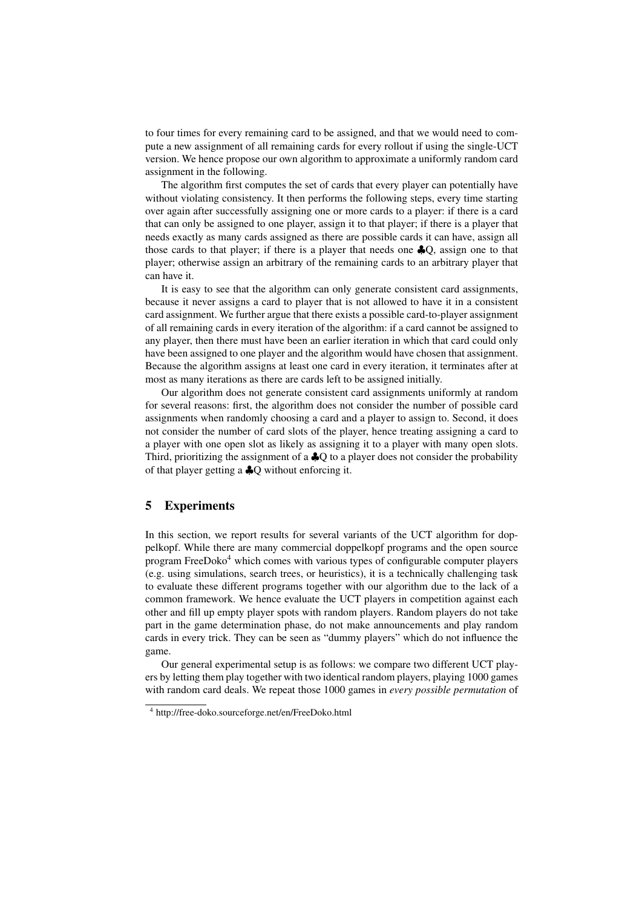to four times for every remaining card to be assigned, and that we would need to compute a new assignment of all remaining cards for every rollout if using the single-UCT version. We hence propose our own algorithm to approximate a uniformly random card assignment in the following.

The algorithm first computes the set of cards that every player can potentially have without violating consistency. It then performs the following steps, every time starting over again after successfully assigning one or more cards to a player: if there is a card that can only be assigned to one player, assign it to that player; if there is a player that needs exactly as many cards assigned as there are possible cards it can have, assign all those cards to that player; if there is a player that needs one ♣Q, assign one to that player; otherwise assign an arbitrary of the remaining cards to an arbitrary player that can have it.

It is easy to see that the algorithm can only generate consistent card assignments, because it never assigns a card to player that is not allowed to have it in a consistent card assignment. We further argue that there exists a possible card-to-player assignment of all remaining cards in every iteration of the algorithm: if a card cannot be assigned to any player, then there must have been an earlier iteration in which that card could only have been assigned to one player and the algorithm would have chosen that assignment. Because the algorithm assigns at least one card in every iteration, it terminates after at most as many iterations as there are cards left to be assigned initially.

Our algorithm does not generate consistent card assignments uniformly at random for several reasons: first, the algorithm does not consider the number of possible card assignments when randomly choosing a card and a player to assign to. Second, it does not consider the number of card slots of the player, hence treating assigning a card to a player with one open slot as likely as assigning it to a player with many open slots. Third, prioritizing the assignment of a ♣Q to a player does not consider the probability of that player getting a ♣Q without enforcing it.

## 5 Experiments

In this section, we report results for several variants of the UCT algorithm for doppelkopf. While there are many commercial doppelkopf programs and the open source program FreeDoko[4] which comes with various types of configurable computer players (e.g. using simulations, search trees, or heuristics), it is a technically challenging task to evaluate these different programs together with our algorithm due to the lack of a common framework. We hence evaluate the UCT players in competition against each other and fill up empty player spots with random players. Random players do not take part in the game determination phase, do not make announcements and play random cards in every trick. They can be seen as "dummy players" which do not influence the game.

Our general experimental setup is as follows: we compare two different UCT players by letting them play together with two identical random players, playing 1000 games with random card deals. We repeat those 1000 games in *every possible permutation* of

[4] http://free-doko.sourceforge.net/en/FreeDoko.html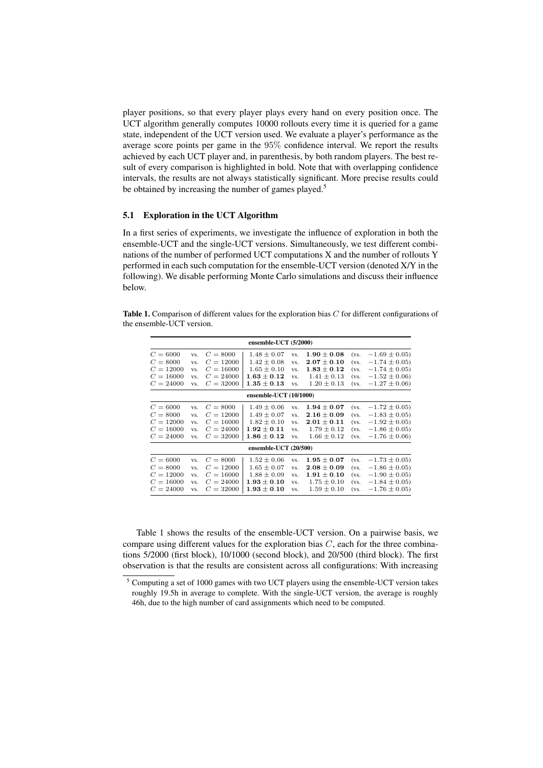player positions, so that every player plays every hand on every position once. The UCT algorithm generally computes 10000 rollouts every time it is queried for a game state, independent of the UCT version used. We evaluate a player's performance as the average score points per game in the $95\%$ confidence interval. We report the results achieved by each UCT player and, in parenthesis, by both random players. The best result of every comparison is highlighted in bold. Note that with overlapping confidence intervals, the results are not always statistically significant. More precise results could be obtained by increasing the number of games played.[5]

### 5.1 Exploration in the UCT Algorithm

In a first series of experiments, we investigate the influence of exploration in both the ensemble-UCT and the single-UCT versions. Simultaneously, we test different combinations of the number of performed UCT computations X and the number of rollouts Y performed in each such computation for the ensemble-UCT version (denoted X/Y in the following). We disable performing Monte Carlo simulations and discuss their influence below.

**Table 1.** Comparison of different values for the exploration bias $C$ for different configurations of the ensemble-UCT version.

| | | | | | | | |
|---|---|---|---|---|---|---|---|
| **ensemble-UCT (5/2000)** | | | | | | | |
| $C = 6000$ | vs. | $C = 8000$ | $1.48 \pm 0.07$ | vs. | $\mathbf{1.90 \pm 0.08}$ | (vs. | $-1.69 \pm 0.05$) |
| $C = 8000$ | vs. | $C = 12000$ | $1.42 \pm 0.08$ | vs. | $\mathbf{2.07 \pm 0.10}$ | (vs. | $-1.74 \pm 0.05$) |
| $C = 12000$ | vs. | $C = 16000$ | $1.65 \pm 0.10$ | vs. | $\mathbf{1.83 \pm 0.12}$ | (vs. | $-1.74 \pm 0.05$) |
| $C = 16000$ | vs. | $C = 24000$ | $\mathbf{1.63 \pm 0.12}$ | vs. | $1.41 \pm 0.13$ | (vs. | $-1.52 \pm 0.06$) |
| $C = 24000$ | vs. | $C = 32000$ | $\mathbf{1.35 \pm 0.13}$ | vs. | $1.20 \pm 0.13$ | (vs. | $-1.27 \pm 0.06$) |
| **ensemble-UCT (10/1000)** | | | | | | | |
| $C = 6000$ | vs. | $C = 8000$ | $1.49 \pm 0.06$ | vs. | $\mathbf{1.94 \pm 0.07}$ | (vs. | $-1.72 \pm 0.05$) |
| $C = 8000$ | vs. | $C = 12000$ | $1.49 \pm 0.07$ | vs. | $\mathbf{2.16 \pm 0.09}$ | (vs. | $-1.83 \pm 0.05$) |
| $C = 12000$ | vs. | $C = 16000$ | $1.82 \pm 0.10$ | vs. | $\mathbf{2.01 \pm 0.11}$ | (vs. | $-1.92 \pm 0.05$) |
| $C = 16000$ | vs. | $C = 24000$ | $\mathbf{1.92 \pm 0.11}$ | vs. | $1.79 \pm 0.12$ | (vs. | $-1.86 \pm 0.05$) |
| $C = 24000$ | vs. | $C = 32000$ | $\mathbf{1.86 \pm 0.12}$ | vs. | $1.66 \pm 0.12$ | (vs. | $-1.76 \pm 0.06$) |
| **ensemble-UCT (20/500)** | | | | | | | |
| $C = 6000$ | vs. | $C = 8000$ | $1.52 \pm 0.06$ | vs. | $\mathbf{1.95 \pm 0.07}$ | (vs. | $-1.73 \pm 0.05$) |
| $C = 8000$ | vs. | $C = 12000$ | $1.65 \pm 0.07$ | vs. | $\mathbf{2.08 \pm 0.09}$ | (vs. | $-1.86 \pm 0.05$) |
| $C = 12000$ | vs. | $C = 16000$ | $1.88 \pm 0.09$ | vs. | $\mathbf{1.91 \pm 0.10}$ | (vs. | $-1.90 \pm 0.05$) |
| $C = 16000$ | vs. | $C = 24000$ | $\mathbf{1.93 \pm 0.10}$ | vs. | $1.75 \pm 0.10$ | (vs. | $-1.84 \pm 0.05$) |
| $C = 24000$ | vs. | $C = 32000$ | $\mathbf{1.93 \pm 0.10}$ | vs. | $1.59 \pm 0.10$ | (vs. | $-1.76 \pm 0.05$) |

Table 1 shows the results of the ensemble-UCT version. On a pairwise basis, we compare using different values for the exploration bias $C$, each for the three combinations 5/2000 (first block), 10/1000 (second block), and 20/500 (third block). The first observation is that the results are consistent across all configurations: With increasing

[5] Computing a set of 1000 games with two UCT players using the ensemble-UCT version takes roughly 19.5h in average to complete. With the single-UCT version, the average is roughly 46h, due to the high number of card assignments which need to be computed.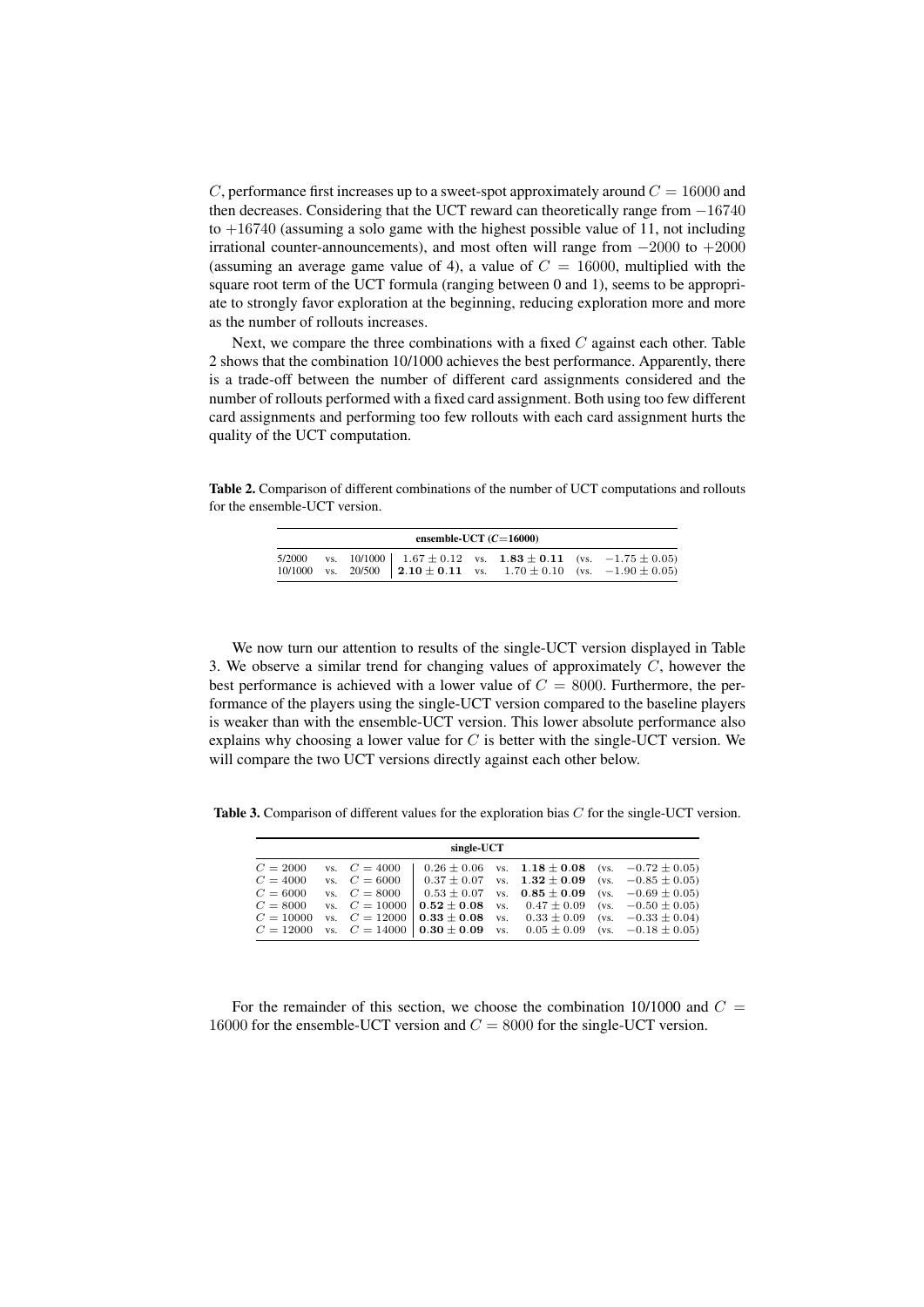$C$, performance first increases up to a sweet-spot approximately around $C = 16000$ and then decreases. Considering that the UCT reward can theoretically range from $-16740$ to $+16740$ (assuming a solo game with the highest possible value of 11, not including irrational counter-announcements), and most often will range from $-2000$ to $+2000$ (assuming an average game value of 4), a value of $C = 16000$, multiplied with the square root term of the UCT formula (ranging between 0 and 1), seems to be appropriate to strongly favor exploration at the beginning, reducing exploration more and more as the number of rollouts increases.

Next, we compare the three combinations with a fixed $C$ against each other. Table 2 shows that the combination 10/1000 achieves the best performance. Apparently, there is a trade-off between the number of different card assignments considered and the number of rollouts performed with a fixed card assignment. Both using too few different card assignments and performing too few rollouts with each card assignment hurts the quality of the UCT computation.

**Table 2.** Comparison of different combinations of the number of UCT computations and rollouts for the ensemble-UCT version.

| **ensemble-UCT ($C$=16000)** | | | | | | | |
|---|---|---|---|---|---|---|---|
| 5/2000 | vs. | 10/1000 | $1.67 \pm 0.12$ | vs. | $\mathbf{1.83 \pm 0.11}$ | (vs. | $-1.75 \pm 0.05$) |
| 10/1000 | vs. | 20/500 | $\mathbf{2.10 \pm 0.11}$ | vs. | $1.70 \pm 0.10$ | (vs. | $-1.90 \pm 0.05$) |

We now turn our attention to results of the single-UCT version displayed in Table 3. We observe a similar trend for changing values of approximately $C$, however the best performance is achieved with a lower value of $C = 8000$. Furthermore, the performance of the players using the single-UCT version compared to the baseline players is weaker than with the ensemble-UCT version. This lower absolute performance also explains why choosing a lower value for $C$ is better with the single-UCT version. We will compare the two UCT versions directly against each other below.

**Table 3.** Comparison of different values for the exploration bias $C$ for the single-UCT version.

| **single-UCT** | | | | | | | |
|---|---|---|---|---|---|---|---|
| $C = 2000$ | vs. | $C = 4000$ | $0.26 \pm 0.06$ | vs. | $\mathbf{1.18 \pm 0.08}$ | (vs. | $-0.72 \pm 0.05$) |
| $C = 4000$ | vs. | $C = 6000$ | $0.37 \pm 0.07$ | vs. | $\mathbf{1.32 \pm 0.09}$ | (vs. | $-0.85 \pm 0.05$) |
| $C = 6000$ | vs. | $C = 8000$ | $0.53 \pm 0.07$ | vs. | $\mathbf{0.85 \pm 0.09}$ | (vs. | $-0.69 \pm 0.05$) |
| $C = 8000$ | vs. | $C = 10000$ | $\mathbf{0.52 \pm 0.08}$ | vs. | $0.47 \pm 0.09$ | (vs. | $-0.50 \pm 0.05$) |
| $C = 10000$ | vs. | $C = 12000$ | $\mathbf{0.33 \pm 0.08}$ | vs. | $0.33 \pm 0.09$ | (vs. | $-0.33 \pm 0.04$) |
| $C = 12000$ | vs. | $C = 14000$ | $\mathbf{0.30 \pm 0.09}$ | vs. | $0.05 \pm 0.09$ | (vs. | $-0.18 \pm 0.05$) |

For the remainder of this section, we choose the combination 10/1000 and $C = 16000$ for the ensemble-UCT version and $C = 8000$ for the single-UCT version.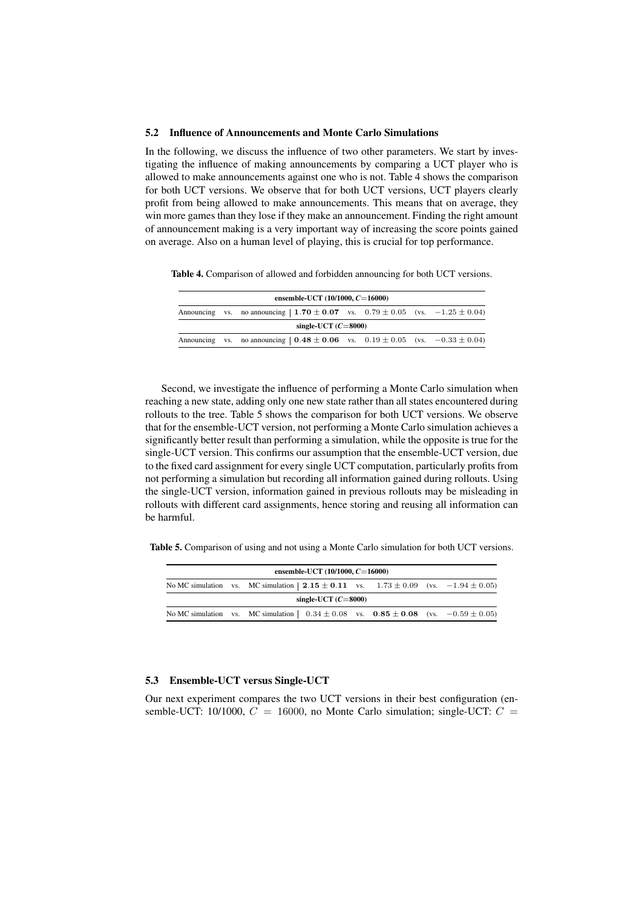### 5.2 Influence of Announcements and Monte Carlo Simulations

In the following, we discuss the influence of two other parameters. We start by investigating the influence of making announcements by comparing a UCT player who is allowed to make announcements against one who is not. Table 4 shows the comparison for both UCT versions. We observe that for both UCT versions, UCT players clearly profit from being allowed to make announcements. This means that on average, they win more games than they lose if they make an announcement. Finding the right amount of announcement making is a very important way of increasing the score points gained on average. Also on a human level of playing, this is crucial for top performance.

**Table 4.** Comparison of allowed and forbidden announcing for both UCT versions.

| | | | | | | | |
|---|---|---|---|---|---|---|---|
| **ensemble-UCT (10/1000, $C$=16000)** | | | | | | | |
| Announcing | vs. | no announcing | $\mathbf{1.70 \pm 0.07}$ | vs. | $0.79 \pm 0.05$ | (vs. | $-1.25 \pm 0.04$) |
| **single-UCT ($C$=8000)** | | | | | | | |
| Announcing | vs. | no announcing | $\mathbf{0.48 \pm 0.06}$ | vs. | $0.19 \pm 0.05$ | (vs. | $-0.33 \pm 0.04$) |

Second, we investigate the influence of performing a Monte Carlo simulation when reaching a new state, adding only one new state rather than all states encountered during rollouts to the tree. Table 5 shows the comparison for both UCT versions. We observe that for the ensemble-UCT version, not performing a Monte Carlo simulation achieves a significantly better result than performing a simulation, while the opposite is true for the single-UCT version. This confirms our assumption that the ensemble-UCT version, due to the fixed card assignment for every single UCT computation, particularly profits from not performing a simulation but recording all information gained during rollouts. Using the single-UCT version, information gained in previous rollouts may be misleading in rollouts with different card assignments, hence storing and reusing all information can be harmful.

**Table 5.** Comparison of using and not using a Monte Carlo simulation for both UCT versions.

| | | | | | | | |
|---|---|---|---|---|---|---|---|
| **ensemble-UCT (10/1000, $C$=16000)** | | | | | | | |
| No MC simulation | vs. | MC simulation | $\mathbf{2.15 \pm 0.11}$ | vs. | $1.73 \pm 0.09$ | (vs. | $-1.94 \pm 0.05$) |
| **single-UCT ($C$=8000)** | | | | | | | |
| No MC simulation | vs. | MC simulation | $0.34 \pm 0.08$ | vs. | $\mathbf{0.85 \pm 0.08}$ | (vs. | $-0.59 \pm 0.05$) |

### 5.3 Ensemble-UCT versus Single-UCT

Our next experiment compares the two UCT versions in their best configuration (ensemble-UCT: 10/1000, $C = 16000$, no Monte Carlo simulation; single-UCT: $C =$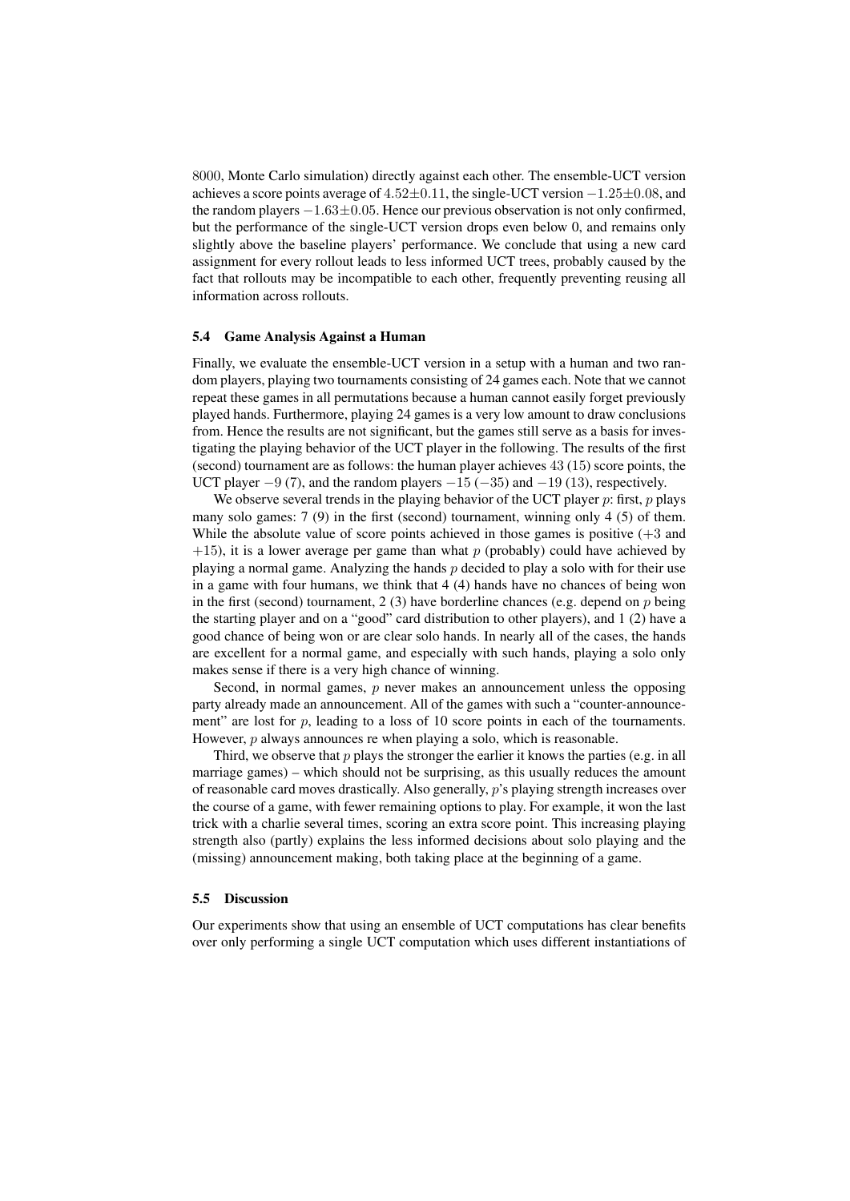8000, Monte Carlo simulation) directly against each other. The ensemble-UCT version achieves a score points average of $4.52 \pm 0.11$, the single-UCT version $-1.25 \pm 0.08$, and the random players $-1.63 \pm 0.05$. Hence our previous observation is not only confirmed, but the performance of the single-UCT version drops even below 0, and remains only slightly above the baseline players' performance. We conclude that using a new card assignment for every rollout leads to less informed UCT trees, probably caused by the fact that rollouts may be incompatible to each other, frequently preventing reusing all information across rollouts.

### 5.4 Game Analysis Against a Human

Finally, we evaluate the ensemble-UCT version in a setup with a human and two random players, playing two tournaments consisting of 24 games each. Note that we cannot repeat these games in all permutations because a human cannot easily forget previously played hands. Furthermore, playing 24 games is a very low amount to draw conclusions from. Hence the results are not significant, but the games still serve as a basis for investigating the playing behavior of the UCT player in the following. The results of the first (second) tournament are as follows: the human player achieves 43 (15) score points, the UCT player $-9$ (7), and the random players $-15$ ($-35$) and $-19$ (13), respectively.

We observe several trends in the playing behavior of the UCT player $p$: first, $p$ plays many solo games: 7 (9) in the first (second) tournament, winning only 4 (5) of them. While the absolute value of score points achieved in those games is positive ($+3$ and $+15$), it is a lower average per game than what $p$ (probably) could have achieved by playing a normal game. Analyzing the hands $p$ decided to play a solo with for their use in a game with four humans, we think that 4 (4) hands have no chances of being won in the first (second) tournament, 2 (3) have borderline chances (e.g. depend on $p$ being the starting player and on a "good" card distribution to other players), and 1 (2) have a good chance of being won or are clear solo hands. In nearly all of the cases, the hands are excellent for a normal game, and especially with such hands, playing a solo only makes sense if there is a very high chance of winning.

Second, in normal games, $p$ never makes an announcement unless the opposing party already made an announcement. All of the games with such a "counter-announcement" are lost for $p$, leading to a loss of 10 score points in each of the tournaments. However, $p$ always announces re when playing a solo, which is reasonable.

Third, we observe that $p$ plays the stronger the earlier it knows the parties (e.g. in all marriage games) – which should not be surprising, as this usually reduces the amount of reasonable card moves drastically. Also generally, $p$'s playing strength increases over the course of a game, with fewer remaining options to play. For example, it won the last trick with a charlie several times, scoring an extra score point. This increasing playing strength also (partly) explains the less informed decisions about solo playing and the (missing) announcement making, both taking place at the beginning of a game.

### 5.5 Discussion

Our experiments show that using an ensemble of UCT computations has clear benefits over only performing a single UCT computation which uses different instantiations of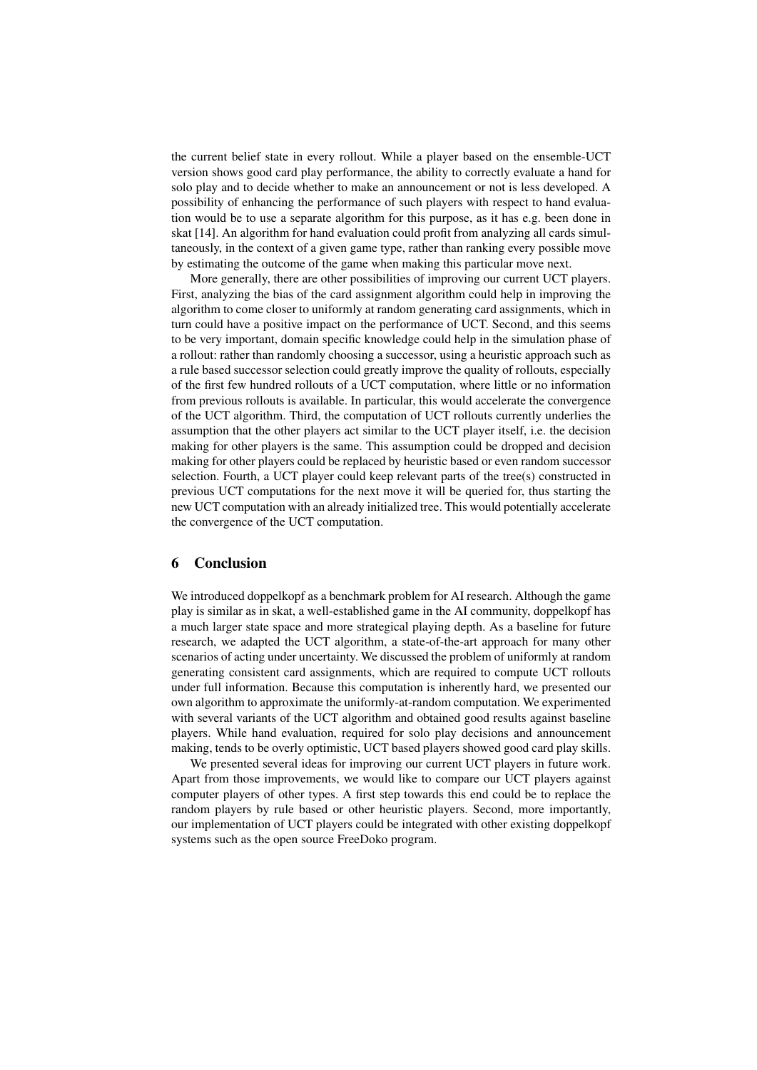the current belief state in every rollout. While a player based on the ensemble-UCT version shows good card play performance, the ability to correctly evaluate a hand for solo play and to decide whether to make an announcement or not is less developed. A possibility of enhancing the performance of such players with respect to hand evaluation would be to use a separate algorithm for this purpose, as it has e.g. been done in skat [14]. An algorithm for hand evaluation could profit from analyzing all cards simultaneously, in the context of a given game type, rather than ranking every possible move by estimating the outcome of the game when making this particular move next.

More generally, there are other possibilities of improving our current UCT players. First, analyzing the bias of the card assignment algorithm could help in improving the algorithm to come closer to uniformly at random generating card assignments, which in turn could have a positive impact on the performance of UCT. Second, and this seems to be very important, domain specific knowledge could help in the simulation phase of a rollout: rather than randomly choosing a successor, using a heuristic approach such as a rule based successor selection could greatly improve the quality of rollouts, especially of the first few hundred rollouts of a UCT computation, where little or no information from previous rollouts is available. In particular, this would accelerate the convergence of the UCT algorithm. Third, the computation of UCT rollouts currently underlies the assumption that the other players act similar to the UCT player itself, i.e. the decision making for other players is the same. This assumption could be dropped and decision making for other players could be replaced by heuristic based or even random successor selection. Fourth, a UCT player could keep relevant parts of the tree(s) constructed in previous UCT computations for the next move it will be queried for, thus starting the new UCT computation with an already initialized tree. This would potentially accelerate the convergence of the UCT computation.

## 6 Conclusion

We introduced doppelkopf as a benchmark problem for AI research. Although the game play is similar as in skat, a well-established game in the AI community, doppelkopf has a much larger state space and more strategical playing depth. As a baseline for future research, we adapted the UCT algorithm, a state-of-the-art approach for many other scenarios of acting under uncertainty. We discussed the problem of uniformly at random generating consistent card assignments, which are required to compute UCT rollouts under full information. Because this computation is inherently hard, we presented our own algorithm to approximate the uniformly-at-random computation. We experimented with several variants of the UCT algorithm and obtained good results against baseline players. While hand evaluation, required for solo play decisions and announcement making, tends to be overly optimistic, UCT based players showed good card play skills.

We presented several ideas for improving our current UCT players in future work. Apart from those improvements, we would like to compare our UCT players against computer players of other types. A first step towards this end could be to replace the random players by rule based or other heuristic players. Second, more importantly, our implementation of UCT players could be integrated with other existing doppelkopf systems such as the open source FreeDoko program.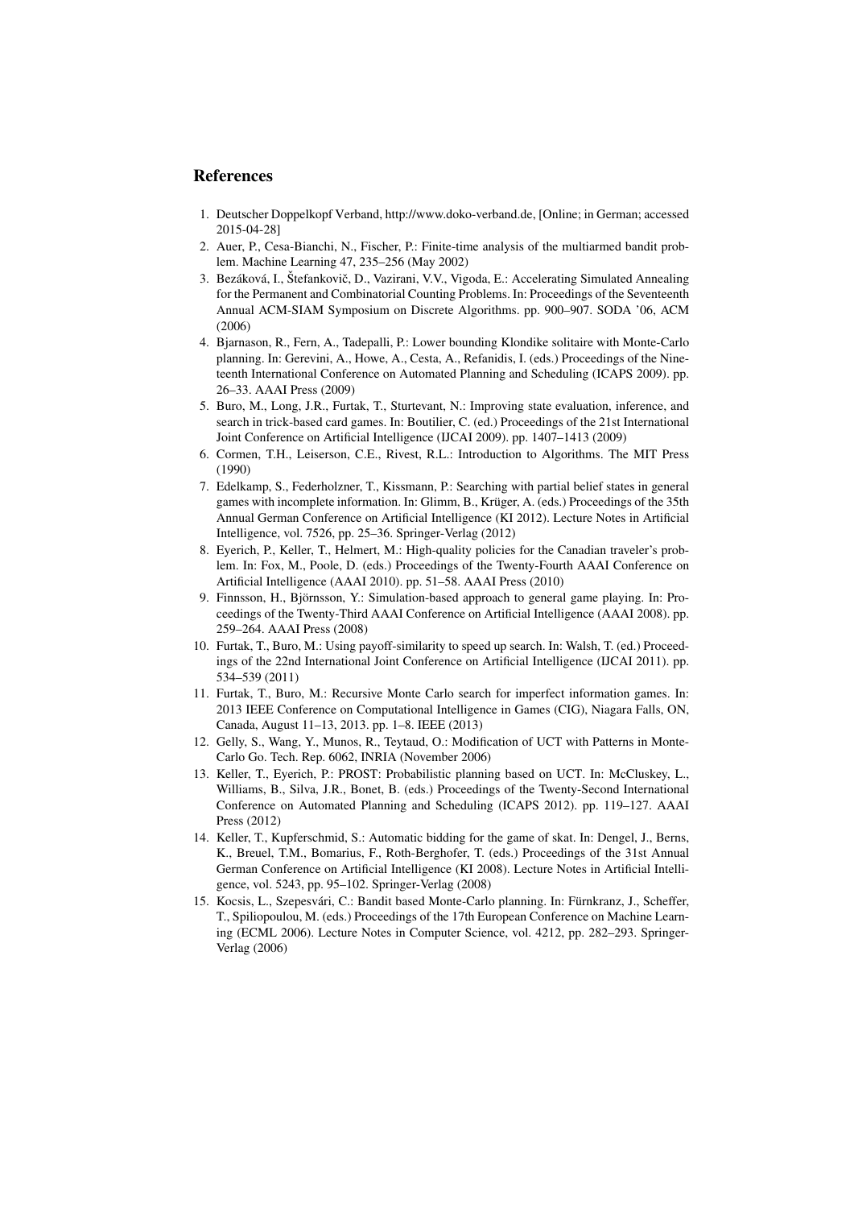## References

1. Deutscher Doppelkopf Verband, http://www.doko-verband.de, [Online; in German; accessed 2015-04-28]
2. Auer, P., Cesa-Bianchi, N., Fischer, P.: Finite-time analysis of the multiarmed bandit problem. Machine Learning 47, 235–256 (May 2002)
3. Bezáková, I., Štefankovič, D., Vazirani, V.V., Vigoda, E.: Accelerating Simulated Annealing for the Permanent and Combinatorial Counting Problems. In: Proceedings of the Seventeenth Annual ACM-SIAM Symposium on Discrete Algorithms. pp. 900–907. SODA '06, ACM (2006)
4. Bjarnason, R., Fern, A., Tadepalli, P.: Lower bounding Klondike solitaire with Monte-Carlo planning. In: Gerevini, A., Howe, A., Cesta, A., Refanidis, I. (eds.) Proceedings of the Nineteenth International Conference on Automated Planning and Scheduling (ICAPS 2009). pp. 26–33. AAAI Press (2009)
5. Buro, M., Long, J.R., Furtak, T., Sturtevant, N.: Improving state evaluation, inference, and search in trick-based card games. In: Boutilier, C. (ed.) Proceedings of the 21st International Joint Conference on Artificial Intelligence (IJCAI 2009). pp. 1407–1413 (2009)
6. Cormen, T.H., Leiserson, C.E., Rivest, R.L.: Introduction to Algorithms. The MIT Press (1990)
7. Edelkamp, S., Federholzner, T., Kissmann, P.: Searching with partial belief states in general games with incomplete information. In: Glimm, B., Krüger, A. (eds.) Proceedings of the 35th Annual German Conference on Artificial Intelligence (KI 2012). Lecture Notes in Artificial Intelligence, vol. 7526, pp. 25–36. Springer-Verlag (2012)
8. Eyerich, P., Keller, T., Helmert, M.: High-quality policies for the Canadian traveler's problem. In: Fox, M., Poole, D. (eds.) Proceedings of the Twenty-Fourth AAAI Conference on Artificial Intelligence (AAAI 2010). pp. 51–58. AAAI Press (2010)
9. Finnsson, H., Björnsson, Y.: Simulation-based approach to general game playing. In: Proceedings of the Twenty-Third AAAI Conference on Artificial Intelligence (AAAI 2008). pp. 259–264. AAAI Press (2008)
10. Furtak, T., Buro, M.: Using payoff-similarity to speed up search. In: Walsh, T. (ed.) Proceedings of the 22nd International Joint Conference on Artificial Intelligence (IJCAI 2011). pp. 534–539 (2011)
11. Furtak, T., Buro, M.: Recursive Monte Carlo search for imperfect information games. In: 2013 IEEE Conference on Computational Intelligence in Games (CIG), Niagara Falls, ON, Canada, August 11–13, 2013. pp. 1–8. IEEE (2013)
12. Gelly, S., Wang, Y., Munos, R., Teytaud, O.: Modification of UCT with Patterns in Monte-Carlo Go. Tech. Rep. 6062, INRIA (November 2006)
13. Keller, T., Eyerich, P.: PROST: Probabilistic planning based on UCT. In: McCluskey, L., Williams, B., Silva, J.R., Bonet, B. (eds.) Proceedings of the Twenty-Second International Conference on Automated Planning and Scheduling (ICAPS 2012). pp. 119–127. AAAI Press (2012)
14. Keller, T., Kupferschmid, S.: Automatic bidding for the game of skat. In: Dengel, J., Berns, K., Breuel, T.M., Bomarius, F., Roth-Berghofer, T. (eds.) Proceedings of the 31st Annual German Conference on Artificial Intelligence (KI 2008). Lecture Notes in Artificial Intelligence, vol. 5243, pp. 95–102. Springer-Verlag (2008)
15. Kocsis, L., Szepesvári, C.: Bandit based Monte-Carlo planning. In: Fürnkranz, J., Scheffer, T., Spiliopoulou, M. (eds.) Proceedings of the 17th European Conference on Machine Learning (ECML 2006). Lecture Notes in Computer Science, vol. 4212, pp. 282–293. Springer-Verlag (2006)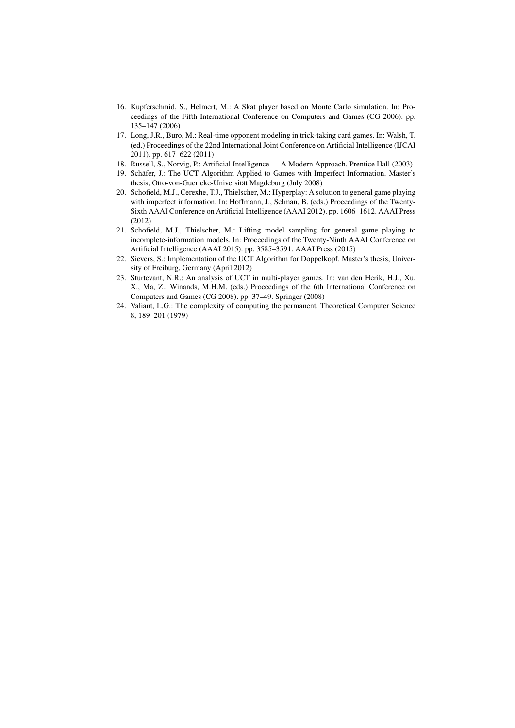16. Kupferschmid, S., Helmert, M.: A Skat player based on Monte Carlo simulation. In: Proceedings of the Fifth International Conference on Computers and Games (CG 2006). pp. 135–147 (2006)
17. Long, J.R., Buro, M.: Real-time opponent modeling in trick-taking card games. In: Walsh, T. (ed.) Proceedings of the 22nd International Joint Conference on Artificial Intelligence (IJCAI 2011). pp. 617–622 (2011)
18. Russell, S., Norvig, P.: Artificial Intelligence — A Modern Approach. Prentice Hall (2003)
19. Schäfer, J.: The UCT Algorithm Applied to Games with Imperfect Information. Master's thesis, Otto-von-Guericke-Universität Magdeburg (July 2008)
20. Schofield, M.J., Cerexhe, T.J., Thielscher, M.: Hyperplay: A solution to general game playing with imperfect information. In: Hoffmann, J., Selman, B. (eds.) Proceedings of the Twenty-Sixth AAAI Conference on Artificial Intelligence (AAAI 2012). pp. 1606–1612. AAAI Press (2012)
21. Schofield, M.J., Thielscher, M.: Lifting model sampling for general game playing to incomplete-information models. In: Proceedings of the Twenty-Ninth AAAI Conference on Artificial Intelligence (AAAI 2015). pp. 3585–3591. AAAI Press (2015)
22. Sievers, S.: Implementation of the UCT Algorithm for Doppelkopf. Master's thesis, University of Freiburg, Germany (April 2012)
23. Sturtevant, N.R.: An analysis of UCT in multi-player games. In: van den Herik, H.J., Xu, X., Ma, Z., Winands, M.H.M. (eds.) Proceedings of the 6th International Conference on Computers and Games (CG 2008). pp. 37–49. Springer (2008)
24. Valiant, L.G.: The complexity of computing the permanent. Theoretical Computer Science 8, 189–201 (1979)